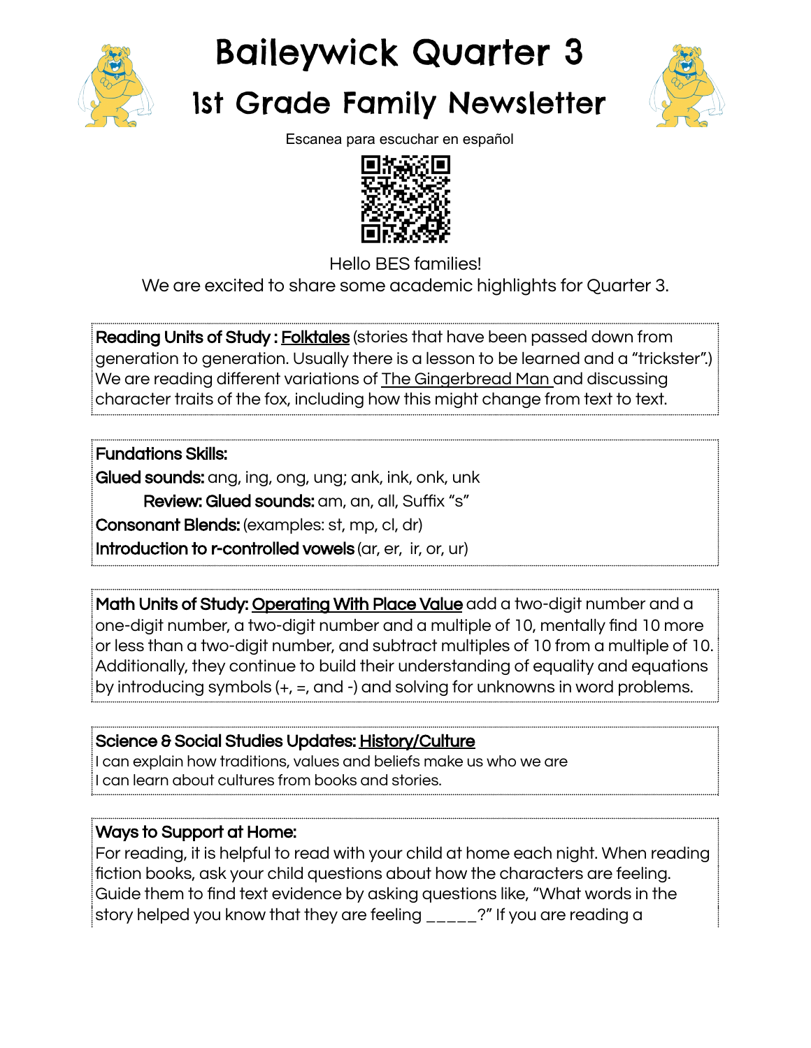# Baileywick Quarter 3

## 1st Grade Family Newsletter

Escanea para escuchar en español

Hello BES families!
We are excited to share some academic highlights for Quarter 3.

**Reading Units of Study :** Folktales (stories that have been passed down from generation to generation. Usually there is a lesson to be learned and a "trickster".) We are reading different variations of The Gingerbread Man and discussing character traits of the fox, including how this might change from text to text.

**Fundations Skills:**

**Glued sounds:** ang, ing, ong, ung; ank, ink, onk, unk

**Review: Glued sounds:** am, an, all, Suffix "s"

**Consonant Blends:** (examples: st, mp, cl, dr)

**Introduction to r-controlled vowels** (ar, er, ir, or, ur)

**Math Units of Study:** Operating With Place Value add a two-digit number and a one-digit number, a two-digit number and a multiple of 10, mentally find 10 more or less than a two-digit number, and subtract multiples of 10 from a multiple of 10. Additionally, they continue to build their understanding of equality and equations by introducing symbols (+, =, and -) and solving for unknowns in word problems.

**Science & Social Studies Updates:** History/Culture

I can explain how traditions, values and beliefs make us who we are

I can learn about cultures from books and stories.

**Ways to Support at Home:**

For reading, it is helpful to read with your child at home each night. When reading fiction books, ask your child questions about how the characters are feeling. Guide them to find text evidence by asking questions like, "What words in the story helped you know that they are feeling _____?" If you are reading a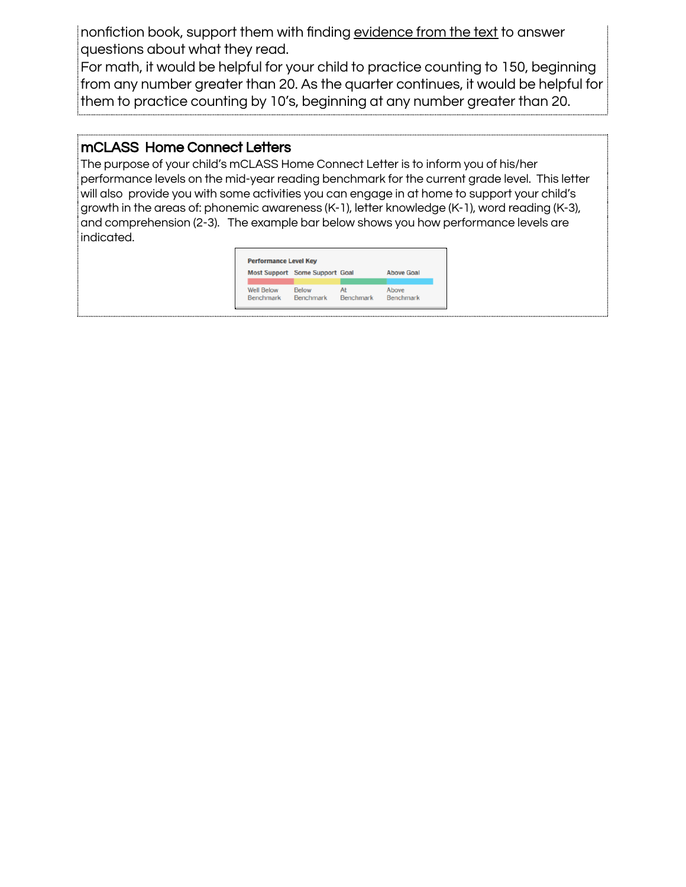nonfiction book, support them with finding evidence from the text to answer questions about what they read.

For math, it would be helpful for your child to practice counting to 150, beginning from any number greater than 20. As the quarter continues, it would be helpful for them to practice counting by 10's, beginning at any number greater than 20.

## mCLASS Home Connect Letters

The purpose of your child's mCLASS Home Connect Letter is to inform you of his/her performance levels on the mid-year reading benchmark for the current grade level. This letter will also provide you with some activities you can engage in at home to support your child's growth in the areas of: phonemic awareness (K-1), letter knowledge (K-1), word reading (K-3), and comprehension (2-3). The example bar below shows you how performance levels are indicated.

**Performance Level Key**

Most Support
Some Support
Goal
Above Goal

Well Below Benchmark
Below Benchmark
At Benchmark
Above Benchmark